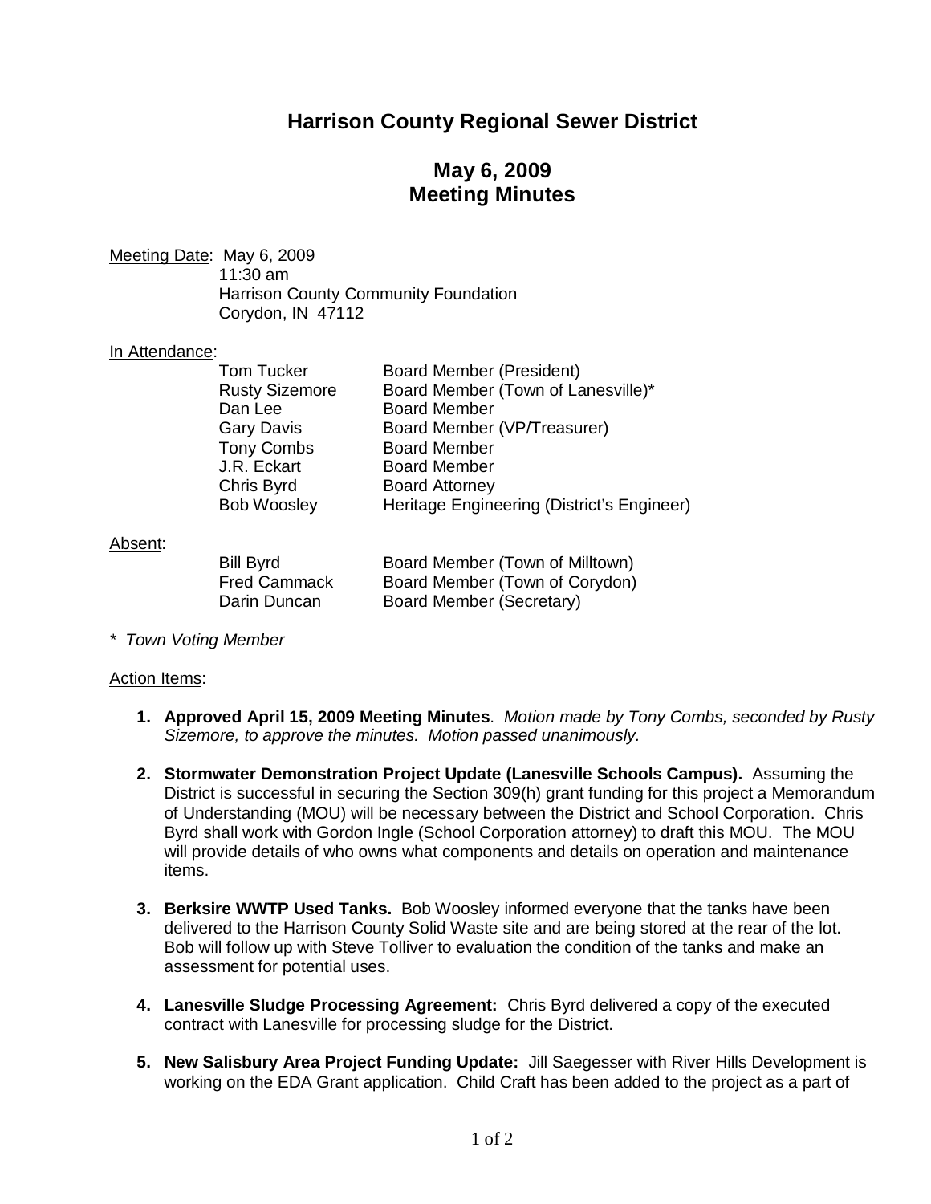# Harrison County Regional Sewer District

## May 6, 2009
## Meeting Minutes

Meeting Date: May 6, 2009
11:30 am
Harrison County Community Foundation
Corydon, IN 47112

In Attendance:

| | |
|---|---|
| Tom Tucker | Board Member (President) |
| Rusty Sizemore | Board Member (Town of Lanesville)* |
| Dan Lee | Board Member |
| Gary Davis | Board Member (VP/Treasurer) |
| Tony Combs | Board Member |
| J.R. Eckart | Board Member |
| Chris Byrd | Board Attorney |
| Bob Woosley | Heritage Engineering (District's Engineer) |

Absent:

| | |
|---|---|
| Bill Byrd | Board Member (Town of Milltown) |
| Fred Cammack | Board Member (Town of Corydon) |
| Darin Duncan | Board Member (Secretary) |

*\* Town Voting Member*

Action Items:

1. **Approved April 15, 2009 Meeting Minutes**. *Motion made by Tony Combs, seconded by Rusty Sizemore, to approve the minutes. Motion passed unanimously.*

2. **Stormwater Demonstration Project Update (Lanesville Schools Campus).** Assuming the District is successful in securing the Section 309(h) grant funding for this project a Memorandum of Understanding (MOU) will be necessary between the District and School Corporation. Chris Byrd shall work with Gordon Ingle (School Corporation attorney) to draft this MOU. The MOU will provide details of who owns what components and details on operation and maintenance items.

3. **Berksire WWTP Used Tanks.** Bob Woosley informed everyone that the tanks have been delivered to the Harrison County Solid Waste site and are being stored at the rear of the lot. Bob will follow up with Steve Tolliver to evaluation the condition of the tanks and make an assessment for potential uses.

4. **Lanesville Sludge Processing Agreement:** Chris Byrd delivered a copy of the executed contract with Lanesville for processing sludge for the District.

5. **New Salisbury Area Project Funding Update:** Jill Saegesser with River Hills Development is working on the EDA Grant application. Child Craft has been added to the project as a part of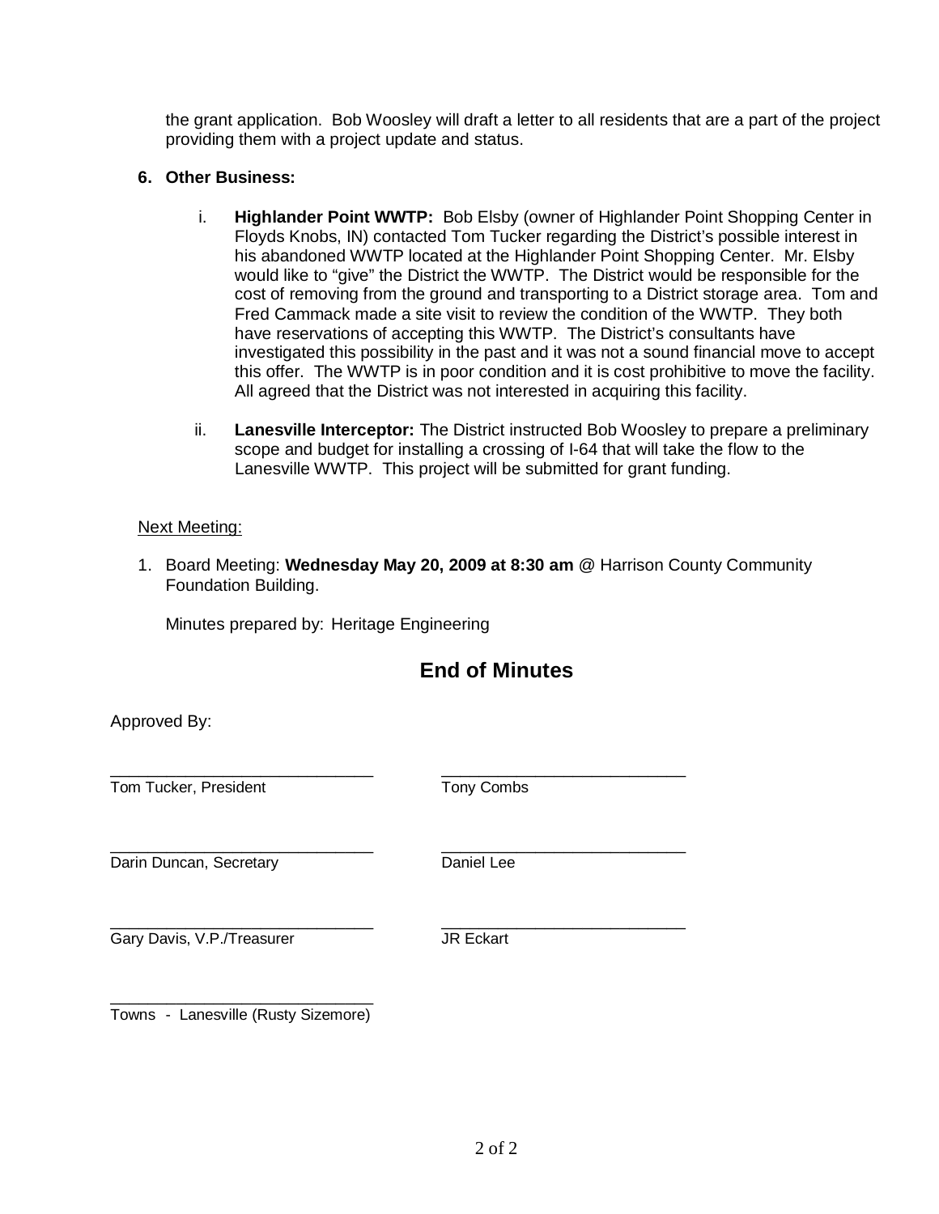the grant application. Bob Woosley will draft a letter to all residents that are a part of the project providing them with a project update and status.

**6. Other Business:**

i. **Highlander Point WWTP:** Bob Elsby (owner of Highlander Point Shopping Center in Floyds Knobs, IN) contacted Tom Tucker regarding the District's possible interest in his abandoned WWTP located at the Highlander Point Shopping Center. Mr. Elsby would like to "give" the District the WWTP. The District would be responsible for the cost of removing from the ground and transporting to a District storage area. Tom and Fred Cammack made a site visit to review the condition of the WWTP. They both have reservations of accepting this WWTP. The District's consultants have investigated this possibility in the past and it was not a sound financial move to accept this offer. The WWTP is in poor condition and it is cost prohibitive to move the facility. All agreed that the District was not interested in acquiring this facility.

ii. **Lanesville Interceptor:** The District instructed Bob Woosley to prepare a preliminary scope and budget for installing a crossing of I-64 that will take the flow to the Lanesville WWTP. This project will be submitted for grant funding.

Next Meeting:

1. Board Meeting: **Wednesday May 20, 2009 at 8:30 am** @ Harrison County Community Foundation Building.

   Minutes prepared by: Heritage Engineering

## End of Minutes

Approved By:

______________________________
Tom Tucker, President

______________________________
Tony Combs

______________________________
Darin Duncan, Secretary

______________________________
Daniel Lee

______________________________
Gary Davis, V.P./Treasurer

______________________________
JR Eckart

______________________________
Towns - Lanesville (Rusty Sizemore)